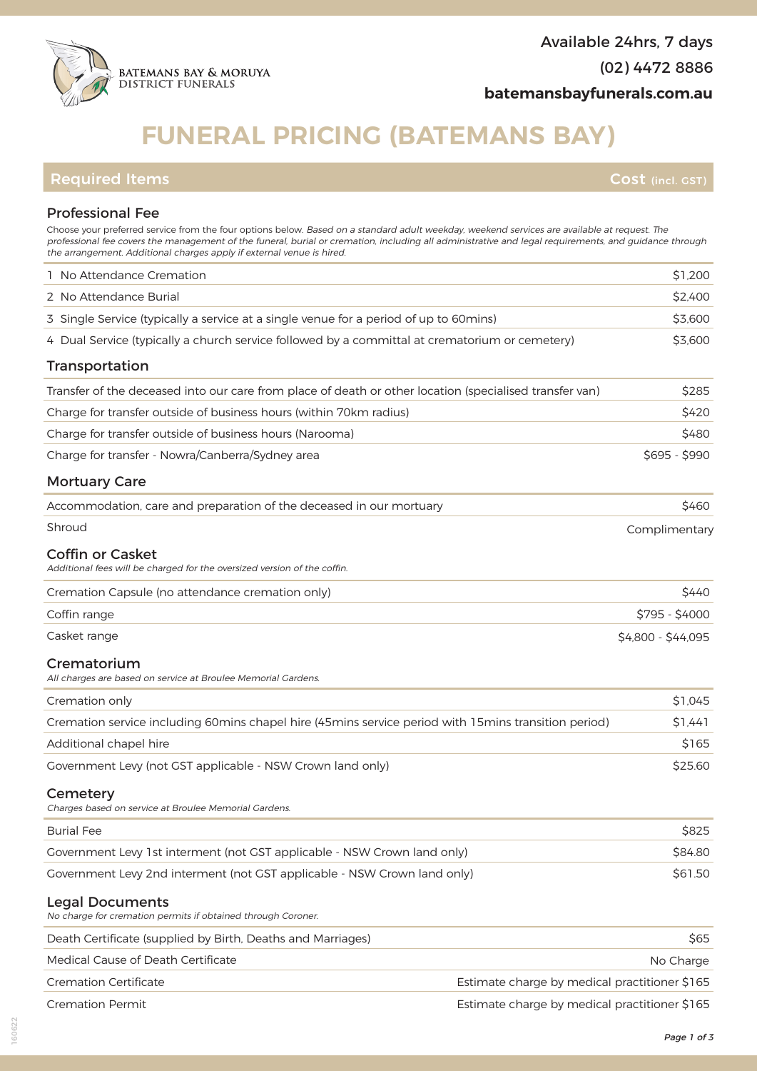Batemans Bay & Moruya District Funerals

Available 24hrs, 7 days

(02) 4472 8886

batemansbayfunerals.com.au

# FUNERAL PRICING (BATEMANS BAY)

| Required Items | Cost (incl. GST) |
|---|---|

## Professional Fee

Choose your preferred service from the four options below. *Based on a standard adult weekday, weekend services are available at request. The professional fee covers the management of the funeral, burial or cremation, including all administrative and legal requirements, and guidance through the arrangement. Additional charges apply if external venue is hired.*

| Item | Cost |
|---|---|
| 1 No Attendance Cremation | $1,200 |
| 2 No Attendance Burial | $2,400 |
| 3 Single Service (typically a service at a single venue for a period of up to 60mins) | $3,600 |
| 4 Dual Service (typically a church service followed by a committal at crematorium or cemetery) | $3,600 |

## Transportation

| Item | Cost |
|---|---|
| Transfer of the deceased into our care from place of death or other location (specialised transfer van) | $285 |
| Charge for transfer outside of business hours (within 70km radius) | $420 |
| Charge for transfer outside of business hours (Narooma) | $480 |
| Charge for transfer - Nowra/Canberra/Sydney area | $695 - $990 |

## Mortuary Care

| Item | Cost |
|---|---|
| Accommodation, care and preparation of the deceased in our mortuary | $460 |
| Shroud | Complimentary |

## Coffin or Casket

*Additional fees will be charged for the oversized version of the coffin.*

| Item | Cost |
|---|---|
| Cremation Capsule (no attendance cremation only) | $440 |
| Coffin range | $795 - $4000 |
| Casket range | $4,800 - $44,095 |

## Crematorium

*All charges are based on service at Broulee Memorial Gardens.*

| Item | Cost |
|---|---|
| Cremation only | $1,045 |
| Cremation service including 60mins chapel hire (45mins service period with 15mins transition period) | $1,441 |
| Additional chapel hire | $165 |
| Government Levy (not GST applicable - NSW Crown land only) | $25.60 |

## Cemetery

*Charges based on service at Broulee Memorial Gardens.*

| Item | Cost |
|---|---|
| Burial Fee | $825 |
| Government Levy 1st interment (not GST applicable - NSW Crown land only) | $84.80 |
| Government Levy 2nd interment (not GST applicable - NSW Crown land only) | $61.50 |

## Legal Documents

*No charge for cremation permits if obtained through Coroner.*

| Item | Cost |
|---|---|
| Death Certificate (supplied by Birth, Deaths and Marriages) | $65 |
| Medical Cause of Death Certificate | No Charge |
| Cremation Certificate | Estimate charge by medical practitioner $165 |
| Cremation Permit | Estimate charge by medical practitioner $165 |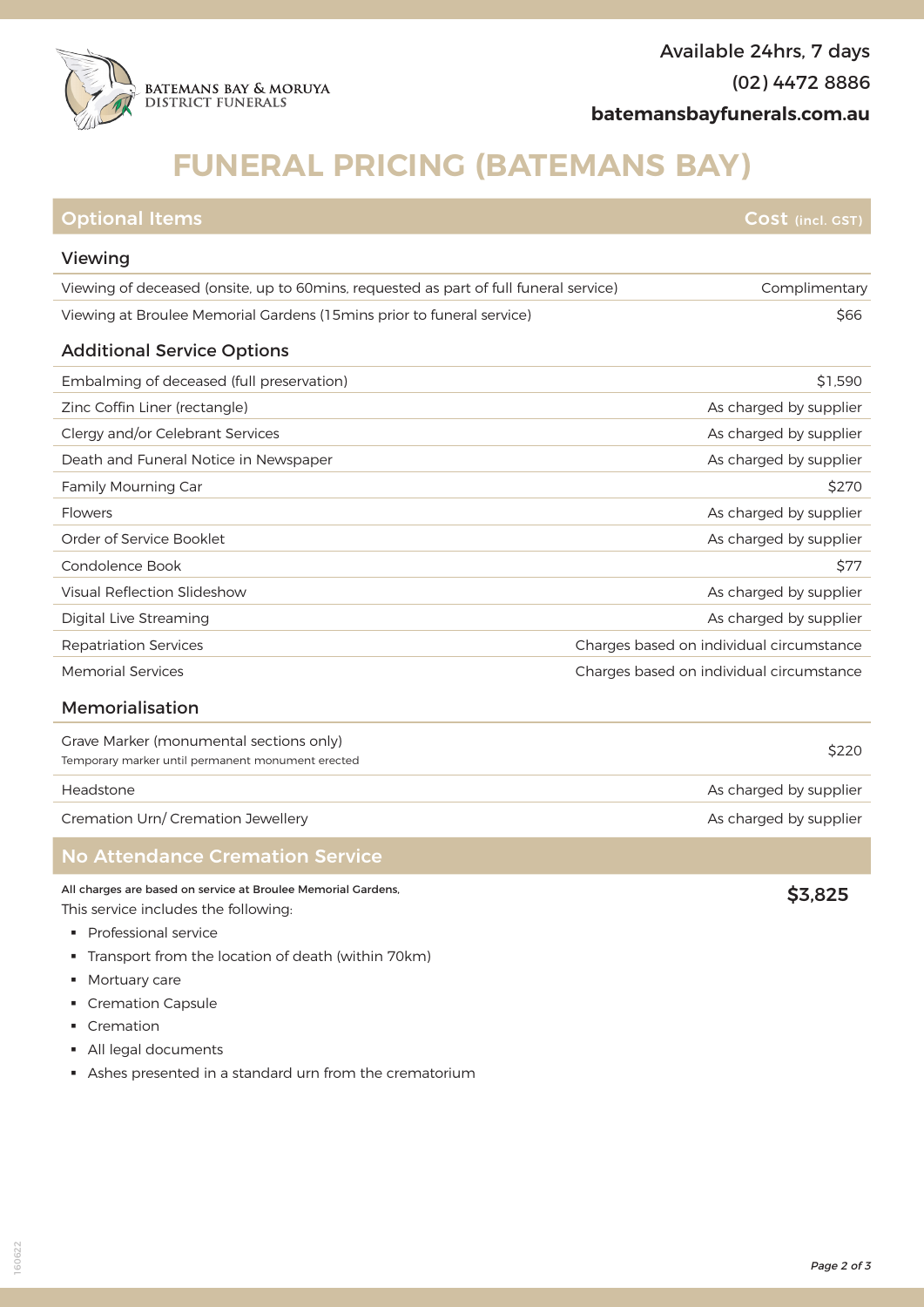BATEMANS BAY & MORUYA DISTRICT FUNERALS

Available 24hrs, 7 days
(02) 4472 8886
**batemansbayfunerals.com.au**

# FUNERAL PRICING (BATEMANS BAY)

| Optional Items | Cost (incl. GST) |
|---|---|
| **Viewing** | |
| Viewing of deceased (onsite, up to 60mins, requested as part of full funeral service) | Complimentary |
| Viewing at Broulee Memorial Gardens (15mins prior to funeral service) | $66 |
| **Additional Service Options** | |
| Embalming of deceased (full preservation) | $1,590 |
| Zinc Coffin Liner (rectangle) | As charged by supplier |
| Clergy and/or Celebrant Services | As charged by supplier |
| Death and Funeral Notice in Newspaper | As charged by supplier |
| Family Mourning Car | $270 |
| Flowers | As charged by supplier |
| Order of Service Booklet | As charged by supplier |
| Condolence Book | $77 |
| Visual Reflection Slideshow | As charged by supplier |
| Digital Live Streaming | As charged by supplier |
| Repatriation Services | Charges based on individual circumstance |
| Memorial Services | Charges based on individual circumstance |
| **Memorialisation** | |
| Grave Marker (monumental sections only)<br>Temporary marker until permanent monument erected | $220 |
| Headstone | As charged by supplier |
| Cremation Urn/ Cremation Jewellery | As charged by supplier |

## No Attendance Cremation Service

**$3,825**

All charges are based on service at Broulee Memorial Gardens,
This service includes the following:

- Professional service
- Transport from the location of death (within 70km)
- Mortuary care
- Cremation Capsule
- Cremation
- All legal documents
- Ashes presented in a standard urn from the crematorium

160622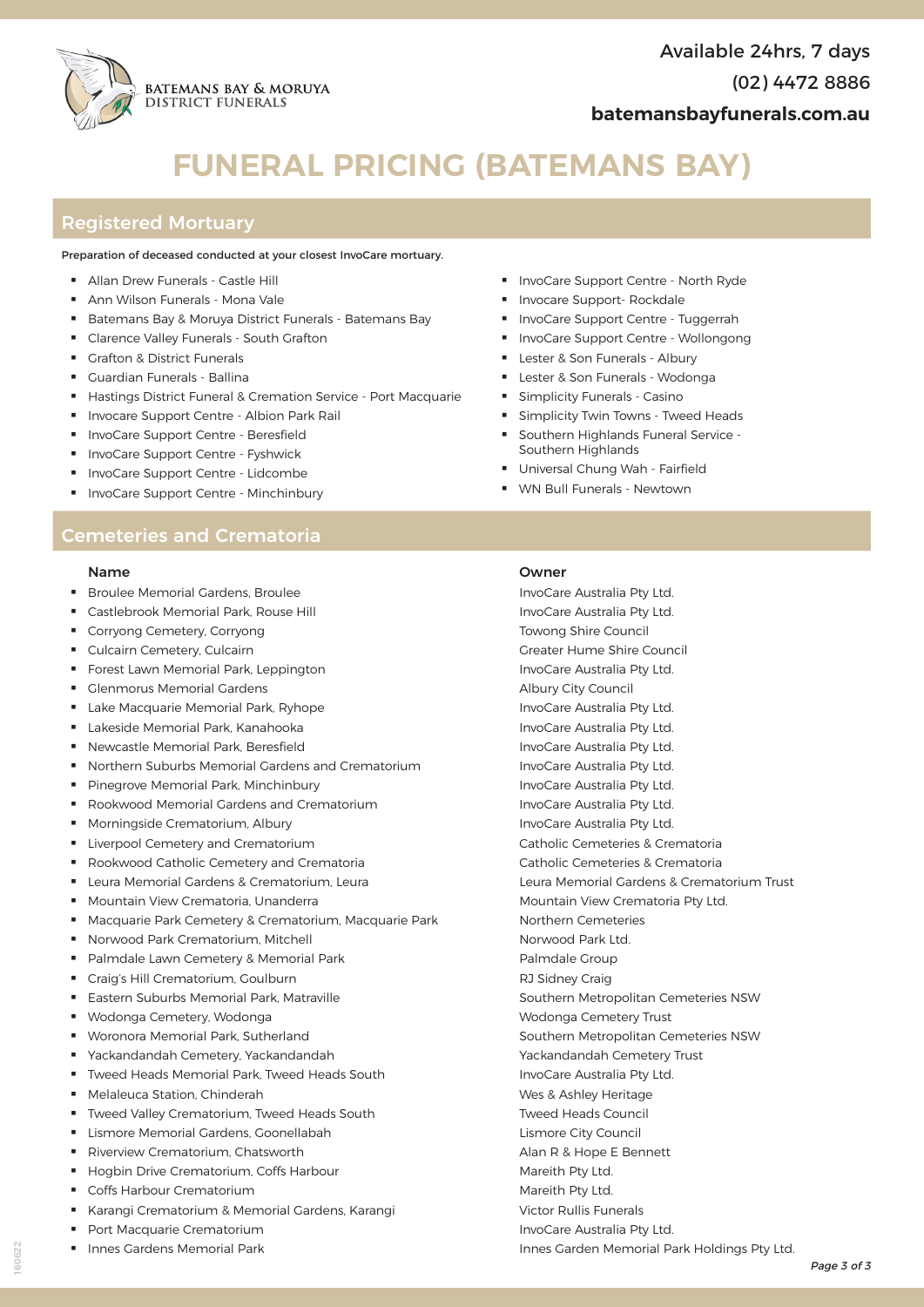Available 24hrs, 7 days

(02) 4472 8886

**batemansbayfunerals.com.au**

BATEMANS BAY & MORUYA DISTRICT FUNERALS

# FUNERAL PRICING (BATEMANS BAY)

## Registered Mortuary

Preparation of deceased conducted at your closest InvoCare mortuary.

- Allan Drew Funerals - Castle Hill
- Ann Wilson Funerals - Mona Vale
- Batemans Bay & Moruya District Funerals - Batemans Bay
- Clarence Valley Funerals - South Grafton
- Grafton & District Funerals
- Guardian Funerals - Ballina
- Hastings District Funeral & Cremation Service - Port Macquarie
- Invocare Support Centre - Albion Park Rail
- InvoCare Support Centre - Beresfield
- InvoCare Support Centre - Fyshwick
- InvoCare Support Centre - Lidcombe
- InvoCare Support Centre - Minchinbury
- InvoCare Support Centre - North Ryde
- Invocare Support- Rockdale
- InvoCare Support Centre - Tuggerrah
- InvoCare Support Centre - Wollongong
- Lester & Son Funerals - Albury
- Lester & Son Funerals - Wodonga
- Simplicity Funerals - Casino
- Simplicity Twin Towns - Tweed Heads
- Southern Highlands Funeral Service - Southern Highlands
- Universal Chung Wah - Fairfield
- WN Bull Funerals - Newtown

## Cemeteries and Crematoria

| Name | Owner |
|---|---|
| Broulee Memorial Gardens, Broulee | InvoCare Australia Pty Ltd. |
| Castlebrook Memorial Park, Rouse Hill | InvoCare Australia Pty Ltd. |
| Corryong Cemetery, Corryong | Towong Shire Council |
| Culcairn Cemetery, Culcairn | Greater Hume Shire Council |
| Forest Lawn Memorial Park, Leppington | InvoCare Australia Pty Ltd. |
| Glenmorus Memorial Gardens | Albury City Council |
| Lake Macquarie Memorial Park, Ryhope | InvoCare Australia Pty Ltd. |
| Lakeside Memorial Park, Kanahooka | InvoCare Australia Pty Ltd. |
| Newcastle Memorial Park, Beresfield | InvoCare Australia Pty Ltd. |
| Northern Suburbs Memorial Gardens and Crematorium | InvoCare Australia Pty Ltd. |
| Pinegrove Memorial Park, Minchinbury | InvoCare Australia Pty Ltd. |
| Rookwood Memorial Gardens and Crematorium | InvoCare Australia Pty Ltd. |
| Morningside Crematorium, Albury | InvoCare Australia Pty Ltd. |
| Liverpool Cemetery and Crematorium | Catholic Cemeteries & Crematoria |
| Rookwood Catholic Cemetery and Crematoria | Catholic Cemeteries & Crematoria |
| Leura Memorial Gardens & Crematorium, Leura | Leura Memorial Gardens & Crematorium Trust |
| Mountain View Crematoria, Unanderra | Mountain View Crematoria Pty Ltd. |
| Macquarie Park Cemetery & Crematorium, Macquarie Park | Northern Cemeteries |
| Norwood Park Crematorium, Mitchell | Norwood Park Ltd. |
| Palmdale Lawn Cemetery & Memorial Park | Palmdale Group |
| Craig's Hill Crematorium, Goulburn | RJ Sidney Craig |
| Eastern Suburbs Memorial Park, Matraville | Southern Metropolitan Cemeteries NSW |
| Wodonga Cemetery, Wodonga | Wodonga Cemetery Trust |
| Woronora Memorial Park, Sutherland | Southern Metropolitan Cemeteries NSW |
| Yackandandah Cemetery, Yackandandah | Yackandandah Cemetery Trust |
| Tweed Heads Memorial Park, Tweed Heads South | InvoCare Australia Pty Ltd. |
| Melaleuca Station, Chinderah | Wes & Ashley Heritage |
| Tweed Valley Crematorium, Tweed Heads South | Tweed Heads Council |
| Lismore Memorial Gardens, Goonellabah | Lismore City Council |
| Riverview Crematorium, Chatsworth | Alan R & Hope E Bennett |
| Hogbin Drive Crematorium, Coffs Harbour | Mareith Pty Ltd. |
| Coffs Harbour Crematorium | Mareith Pty Ltd. |
| Karangi Crematorium & Memorial Gardens, Karangi | Victor Rullis Funerals |
| Port Macquarie Crematorium | InvoCare Australia Pty Ltd. |
| Innes Gardens Memorial Park | Innes Garden Memorial Park Holdings Pty Ltd. |

160622